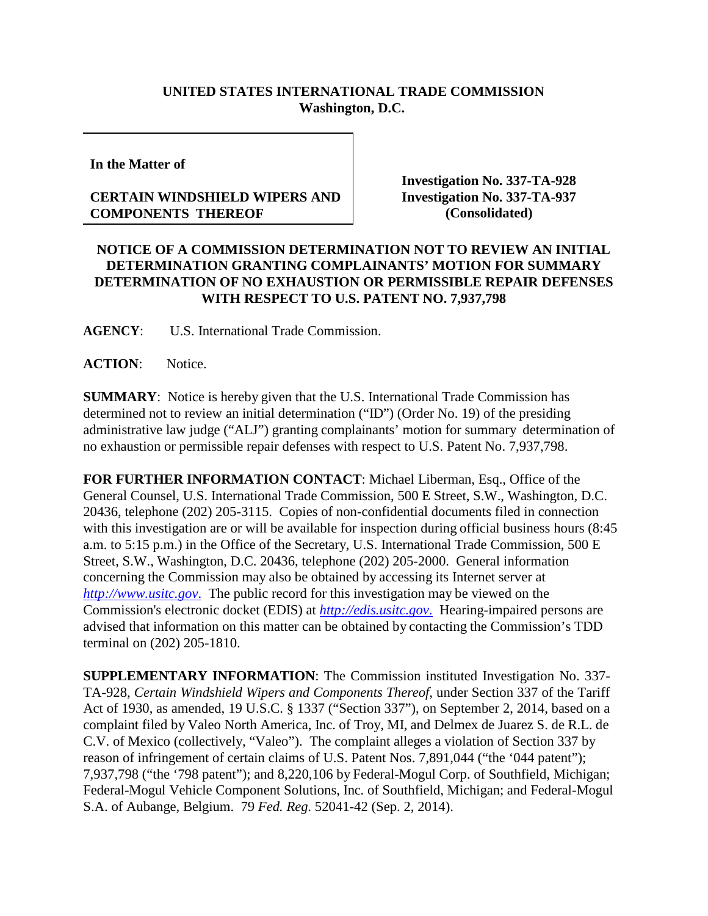**UNITED STATES INTERNATIONAL TRADE COMMISSION**
**Washington, D.C.**

**In the Matter of**

**CERTAIN WINDSHIELD WIPERS AND COMPONENTS THEREOF**

**Investigation No. 337-TA-928**
**Investigation No. 337-TA-937**
**(Consolidated)**

**NOTICE OF A COMMISSION DETERMINATION NOT TO REVIEW AN INITIAL DETERMINATION GRANTING COMPLAINANTS' MOTION FOR SUMMARY DETERMINATION OF NO EXHAUSTION OR PERMISSIBLE REPAIR DEFENSES WITH RESPECT TO U.S. PATENT NO. 7,937,798**

**AGENCY**: U.S. International Trade Commission.

**ACTION**: Notice.

**SUMMARY**: Notice is hereby given that the U.S. International Trade Commission has determined not to review an initial determination ("ID") (Order No. 19) of the presiding administrative law judge ("ALJ") granting complainants' motion for summary determination of no exhaustion or permissible repair defenses with respect to U.S. Patent No. 7,937,798.

**FOR FURTHER INFORMATION CONTACT**: Michael Liberman, Esq., Office of the General Counsel, U.S. International Trade Commission, 500 E Street, S.W., Washington, D.C. 20436, telephone (202) 205-3115. Copies of non-confidential documents filed in connection with this investigation are or will be available for inspection during official business hours (8:45 a.m. to 5:15 p.m.) in the Office of the Secretary, U.S. International Trade Commission, 500 E Street, S.W., Washington, D.C. 20436, telephone (202) 205-2000. General information concerning the Commission may also be obtained by accessing its Internet server at *http://www.usitc.gov*. The public record for this investigation may be viewed on the Commission's electronic docket (EDIS) at *http://edis.usitc.gov*. Hearing-impaired persons are advised that information on this matter can be obtained by contacting the Commission's TDD terminal on (202) 205-1810.

**SUPPLEMENTARY INFORMATION**: The Commission instituted Investigation No. 337-TA-928, *Certain Windshield Wipers and Components Thereof*, under Section 337 of the Tariff Act of 1930, as amended, 19 U.S.C. § 1337 ("Section 337"), on September 2, 2014, based on a complaint filed by Valeo North America, Inc. of Troy, MI, and Delmex de Juarez S. de R.L. de C.V. of Mexico (collectively, "Valeo"). The complaint alleges a violation of Section 337 by reason of infringement of certain claims of U.S. Patent Nos. 7,891,044 ("the '044 patent"); 7,937,798 ("the '798 patent"); and 8,220,106 by Federal-Mogul Corp. of Southfield, Michigan; Federal-Mogul Vehicle Component Solutions, Inc. of Southfield, Michigan; and Federal-Mogul S.A. of Aubange, Belgium. 79 *Fed. Reg.* 52041-42 (Sep. 2, 2014).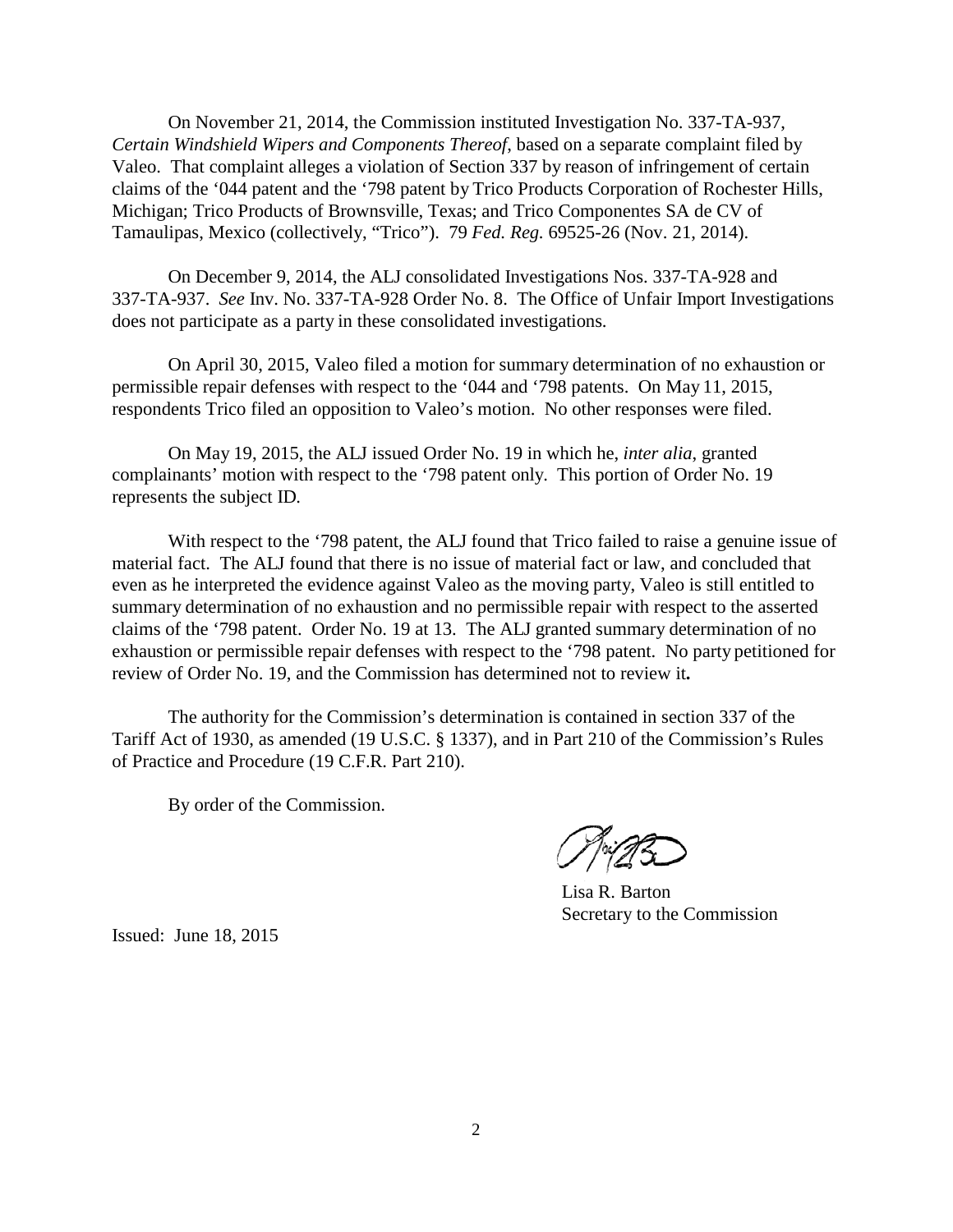On November 21, 2014, the Commission instituted Investigation No. 337-TA-937, *Certain Windshield Wipers and Components Thereof*, based on a separate complaint filed by Valeo. That complaint alleges a violation of Section 337 by reason of infringement of certain claims of the '044 patent and the '798 patent by Trico Products Corporation of Rochester Hills, Michigan; Trico Products of Brownsville, Texas; and Trico Componentes SA de CV of Tamaulipas, Mexico (collectively, "Trico"). 79 *Fed. Reg.* 69525-26 (Nov. 21, 2014).

On December 9, 2014, the ALJ consolidated Investigations Nos. 337-TA-928 and 337-TA-937. *See* Inv. No. 337-TA-928 Order No. 8. The Office of Unfair Import Investigations does not participate as a party in these consolidated investigations.

On April 30, 2015, Valeo filed a motion for summary determination of no exhaustion or permissible repair defenses with respect to the '044 and '798 patents. On May 11, 2015, respondents Trico filed an opposition to Valeo's motion. No other responses were filed.

On May 19, 2015, the ALJ issued Order No. 19 in which he, *inter alia*, granted complainants' motion with respect to the '798 patent only. This portion of Order No. 19 represents the subject ID.

With respect to the '798 patent, the ALJ found that Trico failed to raise a genuine issue of material fact. The ALJ found that there is no issue of material fact or law, and concluded that even as he interpreted the evidence against Valeo as the moving party, Valeo is still entitled to summary determination of no exhaustion and no permissible repair with respect to the asserted claims of the '798 patent. Order No. 19 at 13. The ALJ granted summary determination of no exhaustion or permissible repair defenses with respect to the '798 patent. No party petitioned for review of Order No. 19, and the Commission has determined not to review it**.**

The authority for the Commission's determination is contained in section 337 of the Tariff Act of 1930, as amended (19 U.S.C. § 1337), and in Part 210 of the Commission's Rules of Practice and Procedure (19 C.F.R. Part 210).

By order of the Commission.

Lisa R. Barton
Secretary to the Commission

Issued: June 18, 2015